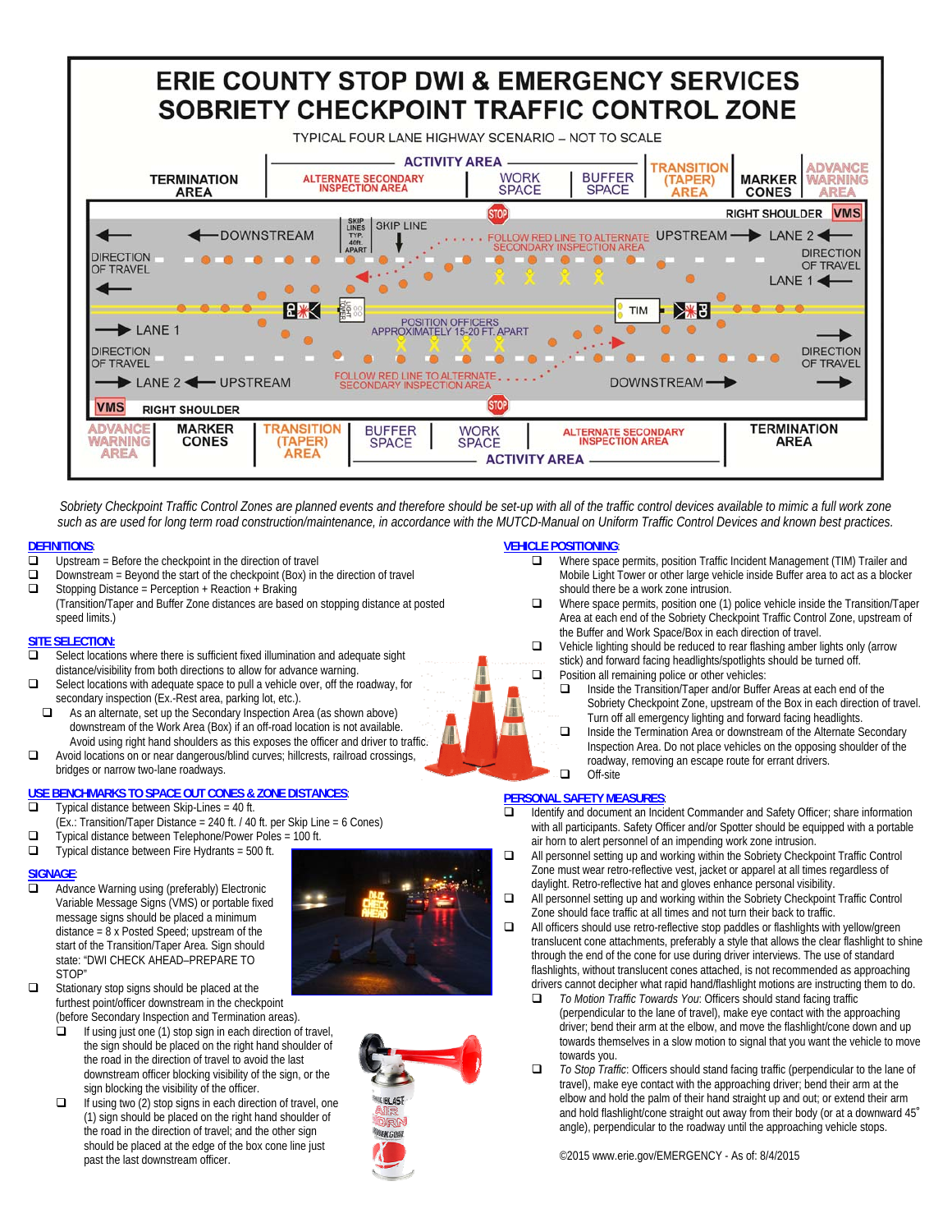# ERIE COUNTY STOP DWI & EMERGENCY SERVICES
# SOBRIETY CHECKPOINT TRAFFIC CONTROL ZONE

TYPICAL FOUR LANE HIGHWAY SCENARIO – NOT TO SCALE

*Sobriety Checkpoint Traffic Control Zones are planned events and therefore should be set-up with all of the traffic control devices available to mimic a full work zone such as are used for long term road construction/maintenance, in accordance with the MUTCD-Manual on Uniform Traffic Control Devices and known best practices.*

## DEFINITIONS:

- ❑ Upstream = Before the checkpoint in the direction of travel
- ❑ Downstream = Beyond the start of the checkpoint (Box) in the direction of travel
- ❑ Stopping Distance = Perception + Reaction + Braking
  (Transition/Taper and Buffer Zone distances are based on stopping distance at posted speed limits.)

## SITE SELECTION:

- ❑ Select locations where there is sufficient fixed illumination and adequate sight distance/visibility from both directions to allow for advance warning.
- ❑ Select locations with adequate space to pull a vehicle over, off the roadway, for secondary inspection (Ex.-Rest area, parking lot, etc.)
  - ❑ As an alternate, set up the Secondary Inspection Area (as shown above) downstream of the Work Area (Box) if an off-road location is not available. Avoid using right hand shoulders as this exposes the officer and driver to traffic.
- ❑ Avoid locations on or near dangerous/blind curves; hillcrests, railroad crossings, bridges or narrow two-lane roadways.

## USE BENCHMARKS TO SPACE OUT CONES & ZONE DISTANCES:

- ❑ Typical distance between Skip-Lines = 40 ft.
  (Ex.: Transition/Taper Distance = 240 ft. / 40 ft. per Skip Line = 6 Cones)
- ❑ Typical distance between Telephone/Power Poles = 100 ft.
- ❑ Typical distance between Fire Hydrants = 500 ft.

## SIGNAGE:

- ❑ Advance Warning using (preferably) Electronic Variable Message Signs (VMS) or portable fixed message signs should be placed a minimum distance = 8 x Posted Speed; upstream of the start of the Transition/Taper Area. Sign should state: "DWI CHECK AHEAD–PREPARE TO STOP"
- ❑ Stationary stop signs should be placed at the furthest point/officer downstream in the checkpoint (before Secondary Inspection and Termination areas).
  - ❑ If using just one (1) stop sign in each direction of travel, the sign should be placed on the right hand shoulder of the road in the direction of travel to avoid the last downstream officer blocking visibility of the sign, or the sign blocking the visibility of the officer.
  - ❑ If using two (2) stop signs in each direction of travel, one (1) sign should be placed on the right hand shoulder of the road in the direction of travel; and the other sign should be placed at the edge of the box cone line just past the last downstream officer.

## VEHICLE POSITIONING:

- ❑ Where space permits, position Traffic Incident Management (TIM) Trailer and Mobile Light Tower or other large vehicle inside Buffer area to act as a blocker should there be a work zone intrusion.
- ❑ Where space permits, position one (1) police vehicle inside the Transition/Taper Area at each end of the Sobriety Checkpoint Traffic Control Zone, upstream of the Buffer and Work Space/Box in each direction of travel.
- ❑ Vehicle lighting should be reduced to rear flashing amber lights only (arrow stick) and forward facing headlights/spotlights should be turned off.
- ❑ Position all remaining police or other vehicles:
  - ❑ Inside the Transition/Taper and/or Buffer Areas at each end of the Sobriety Checkpoint Zone, upstream of the Box in each direction of travel. Turn off all emergency lighting and forward facing headlights.
  - ❑ Inside the Termination Area or downstream of the Alternate Secondary Inspection Area. Do not place vehicles on the opposing shoulder of the roadway, removing an escape route for errant drivers.
  - ❑ Off-site

## PERSONAL SAFETY MEASURES:

- ❑ Identify and document an Incident Commander and Safety Officer; share information with all participants. Safety Officer and/or Spotter should be equipped with a portable air horn to alert personnel of an impending work zone intrusion.
- ❑ All personnel setting up and working within the Sobriety Checkpoint Traffic Control Zone must wear retro-reflective vest, jacket or apparel at all times regardless of daylight. Retro-reflective hat and gloves enhance personal visibility.
- ❑ All personnel setting up and working within the Sobriety Checkpoint Traffic Control Zone should face traffic at all times and not turn their back to traffic.
- ❑ All officers should use retro-reflective stop paddles or flashlights with yellow/green translucent cone attachments, preferably a style that allows the clear flashlight to shine through the end of the cone for use during driver interviews. The use of standard flashlights, without translucent cones attached, is not recommended as approaching drivers cannot decipher what rapid hand/flashlight motions are instructing them to do.
  - ❑ *To Motion Traffic Towards You*: Officers should stand facing traffic (perpendicular to the lane of travel), make eye contact with the approaching driver; bend their arm at the elbow, and move the flashlight/cone down and up towards themselves in a slow motion to signal that you want the vehicle to move towards you.
  - ❑ *To Stop Traffic*: Officers should stand facing traffic (perpendicular to the lane of travel), make eye contact with the approaching driver; bend their arm at the elbow and hold the palm of their hand straight up and out; or extend their arm and hold flashlight/cone straight out away from their body (or at a downward 45˚ angle), perpendicular to the roadway until the approaching vehicle stops.

©2015 www.erie.gov/EMERGENCY - As of: 8/4/2015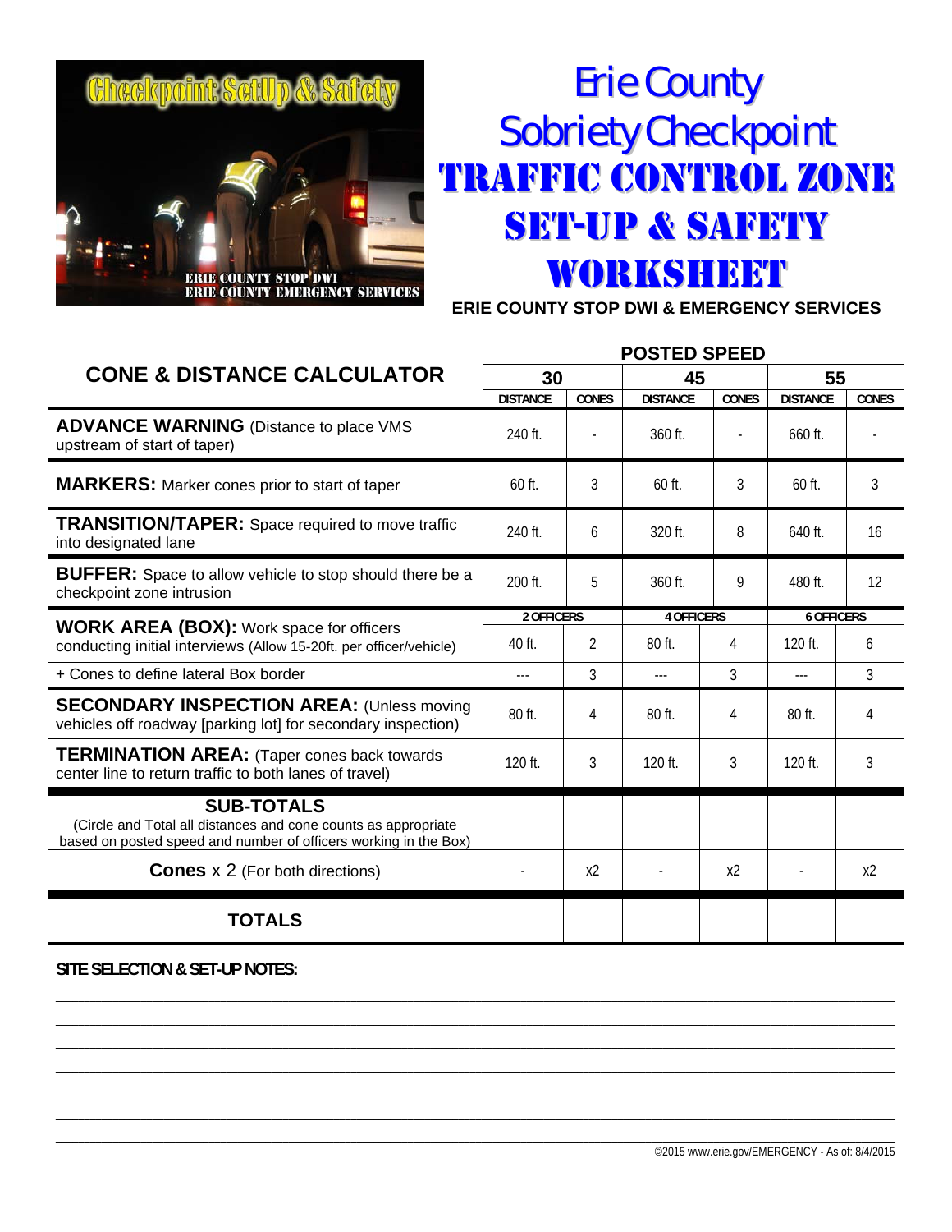# Erie County Sobriety Checkpoint

# TRAFFIC CONTROL ZONE SET-UP & SAFETY WORKSHEET

**ERIE COUNTY STOP DWI & EMERGENCY SERVICES**

| CONE & DISTANCE CALCULATOR | POSTED SPEED | | | | | |
|---|---|---|---|---|---|---|
| | 30 | | 45 | | 55 | |
| | DISTANCE | CONES | DISTANCE | CONES | DISTANCE | CONES |
| **ADVANCE WARNING** (Distance to place VMS upstream of start of taper) | 240 ft. | - | 360 ft. | - | 660 ft. | - |
| **MARKERS:** Marker cones prior to start of taper | 60 ft. | 3 | 60 ft. | 3 | 60 ft. | 3 |
| **TRANSITION/TAPER:** Space required to move traffic into designated lane | 240 ft. | 6 | 320 ft. | 8 | 640 ft. | 16 |
| **BUFFER:** Space to allow vehicle to stop should there be a checkpoint zone intrusion | 200 ft. | 5 | 360 ft. | 9 | 480 ft. | 12 |
| | 2 OFFICERS | | 4 OFFICERS | | 6 OFFICERS | |
| **WORK AREA (BOX):** Work space for officers conducting initial interviews (Allow 15-20ft. per officer/vehicle) | 40 ft. | 2 | 80 ft. | 4 | 120 ft. | 6 |
| + Cones to define lateral Box border | --- | 3 | --- | 3 | --- | 3 |
| **SECONDARY INSPECTION AREA:** (Unless moving vehicles off roadway [parking lot] for secondary inspection) | 80 ft. | 4 | 80 ft. | 4 | 80 ft. | 4 |
| **TERMINATION AREA:** (Taper cones back towards center line to return traffic to both lanes of travel) | 120 ft. | 3 | 120 ft. | 3 | 120 ft. | 3 |
| **SUB-TOTALS** (Circle and Total all distances and cone counts as appropriate based on posted speed and number of officers working in the Box) | | | | | | |
| **Cones** x 2 (For both directions) | - | x2 | - | x2 | - | x2 |
| **TOTALS** | | | | | | |

**SITE SELECTION & SET-UP NOTES:** \_\_\_\_\_\_\_\_\_\_\_\_\_\_\_\_\_\_\_\_\_\_\_\_\_\_\_\_\_\_\_\_\_\_\_\_\_\_\_\_

©2015 www.erie.gov/EMERGENCY - As of: 8/4/2015